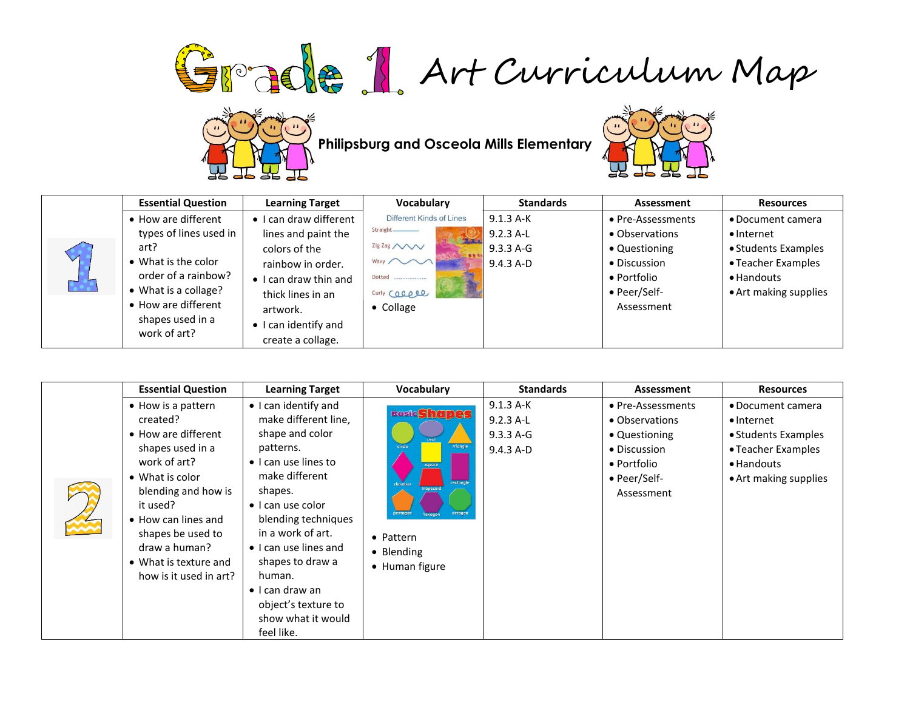# Grade 1 Art Curriculum Map

**Philipsburg and Osceola Mills Elementary**

| 1 | Essential Question | Learning Target | Vocabulary | Standards | Assessment | Resources |
|---|---|---|---|---|---|---|
| 1 | • How are different types of lines used in art?<br>• What is the color order of a rainbow?<br>• What is a collage?<br>• How are different shapes used in a work of art? | • I can draw different lines and paint the colors of the rainbow in order.<br>• I can draw thin and thick lines in an artwork.<br>• I can identify and create a collage. | Different Kinds of Lines: Straight, Zig Zag, Wavy, Dotted, Curly<br>• Collage | 9.1.3 A-K<br>9.2.3 A-L<br>9.3.3 A-G<br>9.4.3 A-D | • Pre-Assessments<br>• Observations<br>• Questioning<br>• Discussion<br>• Portfolio<br>• Peer/Self-Assessment | • Document camera<br>• Internet<br>• Students Examples<br>• Teacher Examples<br>• Handouts<br>• Art making supplies |

| 2 | Essential Question | Learning Target | Vocabulary | Standards | Assessment | Resources |
|---|---|---|---|---|---|---|
| 2 | • How is a pattern created?<br>• How are different shapes used in a work of art?<br>• What is color blending and how is it used?<br>• How can lines and shapes be used to draw a human?<br>• What is texture and how is it used in art? | • I can identify and make different line, shape and color patterns.<br>• I can use lines to make different shapes.<br>• I can use color blending techniques in a work of art.<br>• I can use lines and shapes to draw a human.<br>• I can draw an object's texture to show what it would feel like. | Basic Shapes: circle, oval, triangle, square, rhombus, trapezoid, rectangle, pentagon, hexagon, octagon<br>• Pattern<br>• Blending<br>• Human figure | 9.1.3 A-K<br>9.2.3 A-L<br>9.3.3 A-G<br>9.4.3 A-D | • Pre-Assessments<br>• Observations<br>• Questioning<br>• Discussion<br>• Portfolio<br>• Peer/Self-Assessment | • Document camera<br>• Internet<br>• Students Examples<br>• Teacher Examples<br>• Handouts<br>• Art making supplies |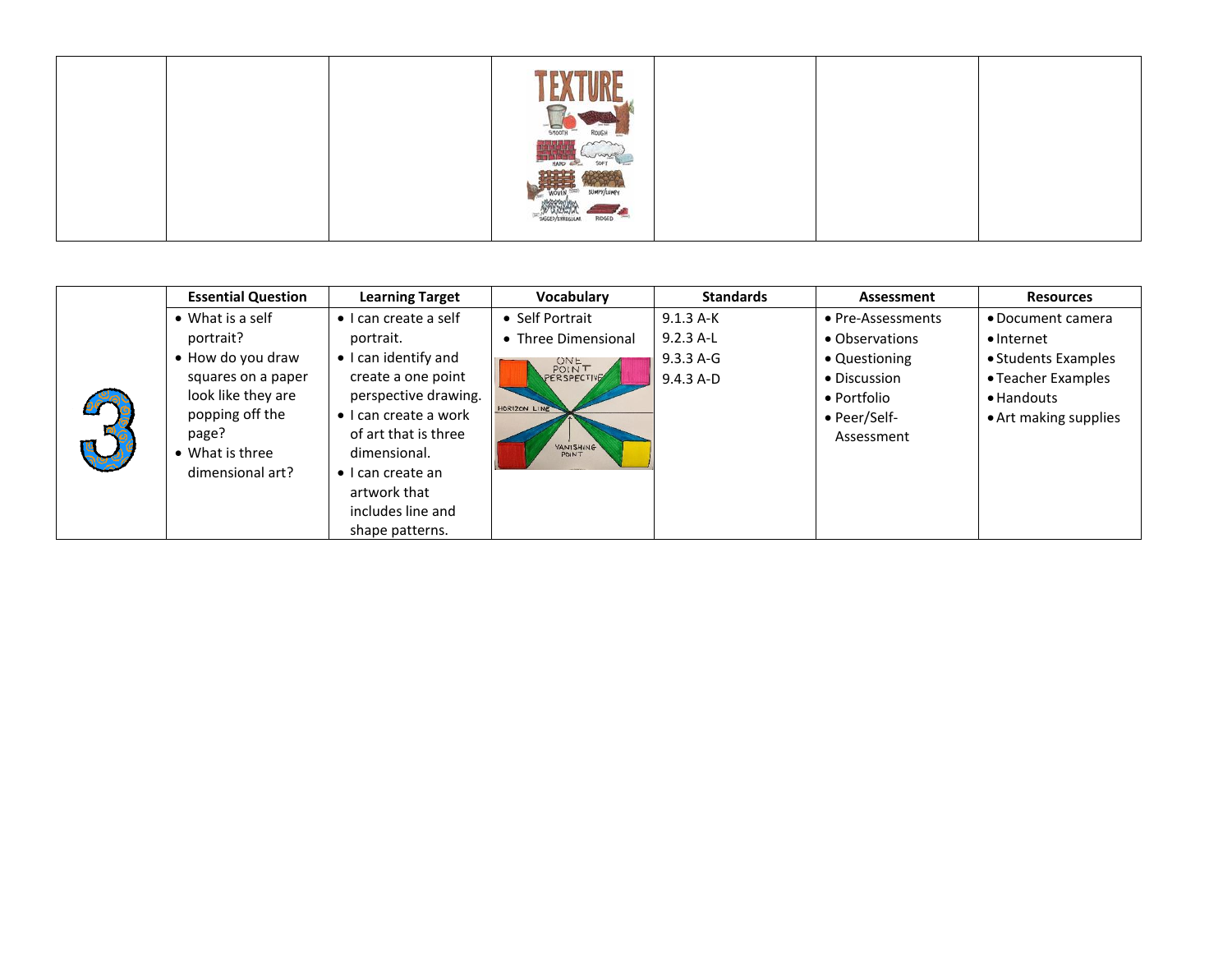| | | | | | | |
|---|---|---|---|---|---|---|
| | | | TEXTURE | | | |

| | Essential Question | Learning Target | Vocabulary | Standards | Assessment | Resources |
|---|---|---|---|---|---|---|
| 3 | • What is a self portrait?<br>• How do you draw squares on a paper look like they are popping off the page?<br>• What is three dimensional art? | • I can create a self portrait.<br>• I can identify and create a one point perspective drawing.<br>• I can create a work of art that is three dimensional.<br>• I can create an artwork that includes line and shape patterns. | • Self Portrait<br>• Three Dimensional | 9.1.3 A-K<br>9.2.3 A-L<br>9.3.3 A-G<br>9.4.3 A-D | • Pre-Assessments<br>• Observations<br>• Questioning<br>• Discussion<br>• Portfolio<br>• Peer/Self-Assessment | • Document camera<br>• Internet<br>• Students Examples<br>• Teacher Examples<br>• Handouts<br>• Art making supplies |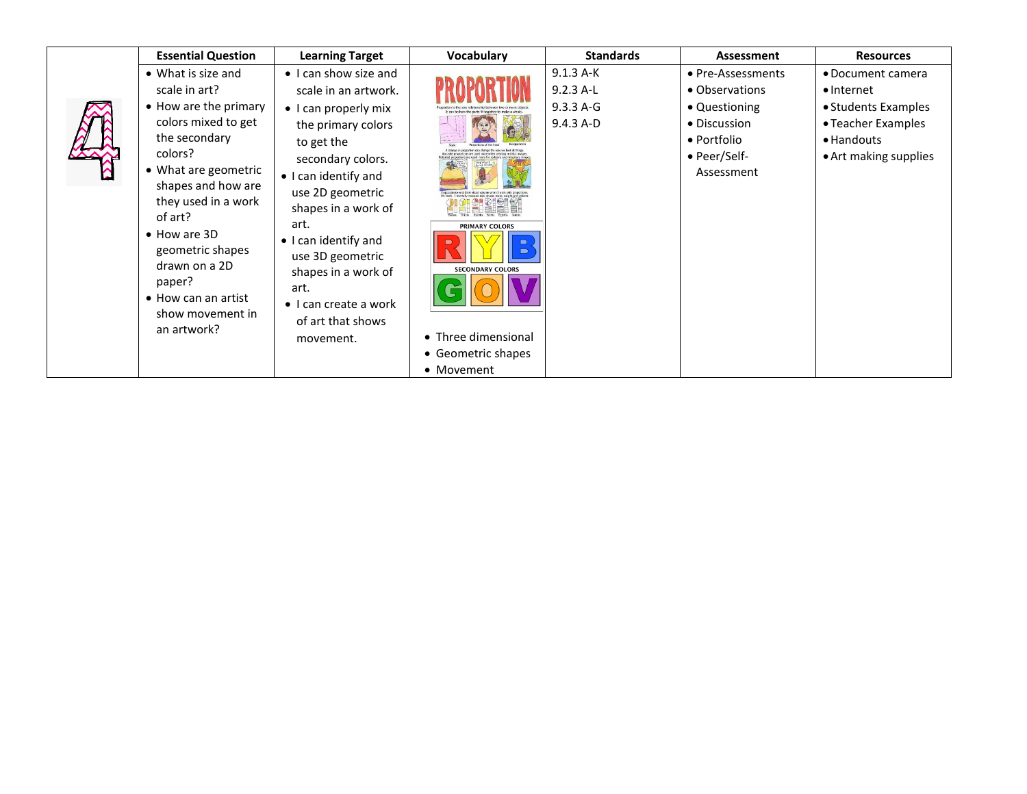| | Essential Question | Learning Target | Vocabulary | Standards | Assessment | Resources |
|---|---|---|---|---|---|---|
| 4 | • What is size and scale in art?<br>• How are the primary colors mixed to get the secondary colors?<br>• What are geometric shapes and how are they used in a work of art?<br>• How are 3D geometric shapes drawn on a 2D paper?<br>• How can an artist show movement in an artwork? | • I can show size and scale in an artwork.<br>• I can properly mix the primary colors to get the secondary colors.<br>• I can identify and use 2D geometric shapes in a work of art.<br>• I can identify and use 3D geometric shapes in a work of art.<br>• I can create a work of art that shows movement. | PROPORTION<br>PRIMARY COLORS<br>R Y B<br>SECONDARY COLORS<br>G O V<br>• Three dimensional<br>• Geometric shapes<br>• Movement | 9.1.3 A-K<br>9.2.3 A-L<br>9.3.3 A-G<br>9.4.3 A-D | • Pre-Assessments<br>• Observations<br>• Questioning<br>• Discussion<br>• Portfolio<br>• Peer/Self-Assessment | • Document camera<br>• Internet<br>• Students Examples<br>• Teacher Examples<br>• Handouts<br>• Art making supplies |